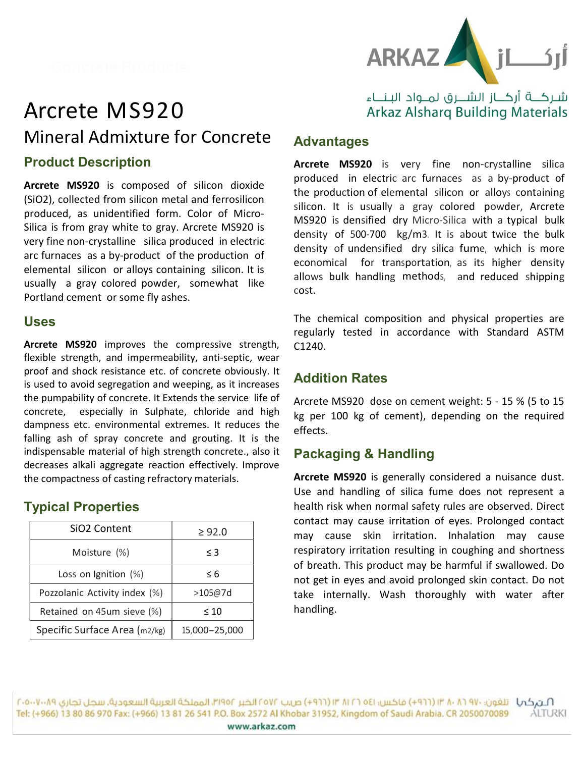ARKAZ أركاز

شركة أركاز الشرق لمواد البناء
Arkaz Alsharq Building Materials

# Arcrete MS920

## Mineral Admixture for Concrete

### Product Description

**Arcrete MS920** is composed of silicon dioxide ($SiO_2$), collected from silicon metal and ferrosilicon produced, as unidentified form. Color of Micro-Silica is from gray white to gray. Arcrete MS920 is very fine non-crystalline silica produced in electric arc furnaces as a by-product of the production of elemental silicon or alloys containing silicon. It is usually a gray colored powder, somewhat like Portland cement or some fly ashes.

### Uses

**Arcrete MS920** improves the compressive strength, flexible strength, and impermeability, anti-septic, wear proof and shock resistance etc. of concrete obviously. It is used to avoid segregation and weeping, as it increases the pumpability of concrete. It Extends the service life of concrete, especially in Sulphate, chloride and high dampness etc. environmental extremes. It reduces the falling ash of spray concrete and grouting. It is the indispensable material of high strength concrete., also it decreases alkali aggregate reaction effectively. Improve the compactness of casting refractory materials.

### Typical Properties

| Property | Value |
| --- | --- |
| SiO2 Content | ≥ 92.0 |
| Moisture (%) | ≤ 3 |
| Loss on Ignition (%) | ≤ 6 |
| Pozzolanic Activity index (%) | >105@7d |
| Retained on 45um sieve (%) | ≤ 10 |
| Specific Surface Area (m2/kg) | 15,000–25,000 |

### Advantages

**Arcrete MS920** is very fine non-crystalline silica produced in electric arc furnaces as a by-product of the production of elemental silicon or alloys containing silicon. It is usually a gray colored powder, Arcrete MS920 is densified dry Micro-Silica with a typical bulk density of 500-700 kg/m3. It is about twice the bulk density of undensified dry silica fume, which is more economical for transportation, as its higher density allows bulk handling methods, and reduced shipping cost.

The chemical composition and physical properties are regularly tested in accordance with Standard ASTM C1240.

### Addition Rates

Arcrete MS920 dose on cement weight: 5 - 15 % (5 to 15 kg per 100 kg of cement), depending on the required effects.

### Packaging & Handling

**Arcrete MS920** is generally considered a nuisance dust. Use and handling of silica fume does not represent a health risk when normal safety rules are observed. Direct contact may cause irritation of eyes. Prolonged contact may cause skin irritation. Inhalation may cause respiratory irritation resulting in coughing and shortness of breath. This product may be harmful if swallowed. Do not get in eyes and avoid prolonged skin contact. Do not take internally. Wash thoroughly with water after handling.

Tel: (+966) 13 80 86 970 Fax: (+966) 13 81 26 541 P.O. Box 2572 Al Khobar 31952, Kingdom of Saudi Arabia. CR 2050070089

www.arkaz.com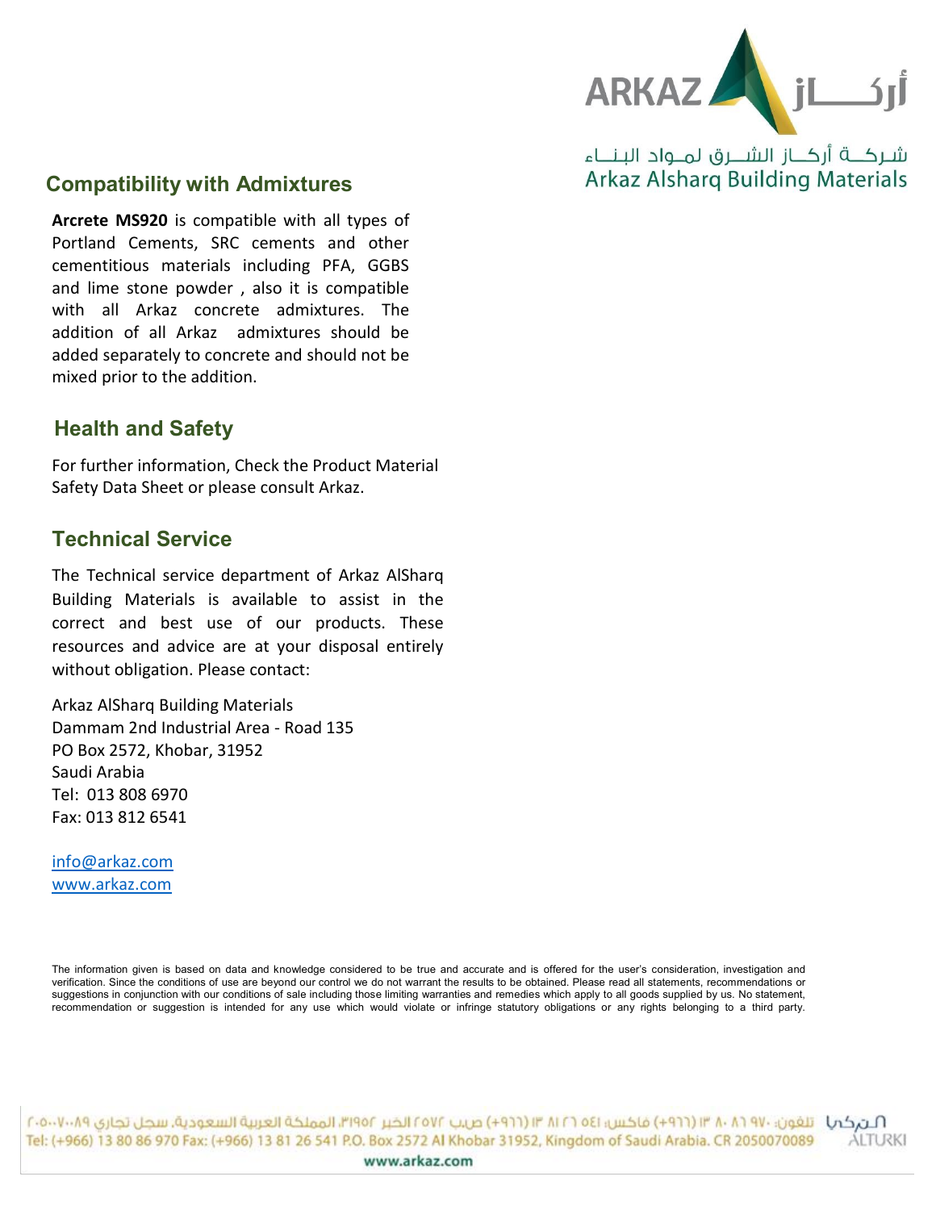## Compatibility with Admixtures

**Arcrete MS920** is compatible with all types of Portland Cements, SRC cements and other cementitious materials including PFA, GGBS and lime stone powder , also it is compatible with all Arkaz concrete admixtures. The addition of all Arkaz admixtures should be added separately to concrete and should not be mixed prior to the addition.

## Health and Safety

For further information, Check the Product Material Safety Data Sheet or please consult Arkaz.

## Technical Service

The Technical service department of Arkaz AlSharq Building Materials is available to assist in the correct and best use of our products. These resources and advice are at your disposal entirely without obligation. Please contact:

Arkaz AlSharq Building Materials
Dammam 2nd Industrial Area - Road 135
PO Box 2572, Khobar, 31952
Saudi Arabia
Tel: 013 808 6970
Fax: 013 812 6541

info@arkaz.com
www.arkaz.com

The information given is based on data and knowledge considered to be true and accurate and is offered for the user's consideration, investigation and verification. Since the conditions of use are beyond our control we do not warrant the results to be obtained. Please read all statements, recommendations or suggestions in conjunction with our conditions of sale including those limiting warranties and remedies which apply to all goods supplied by us. No statement, recommendation or suggestion is intended for any use which would violate or infringe statutory obligations or any rights belonging to a third party.